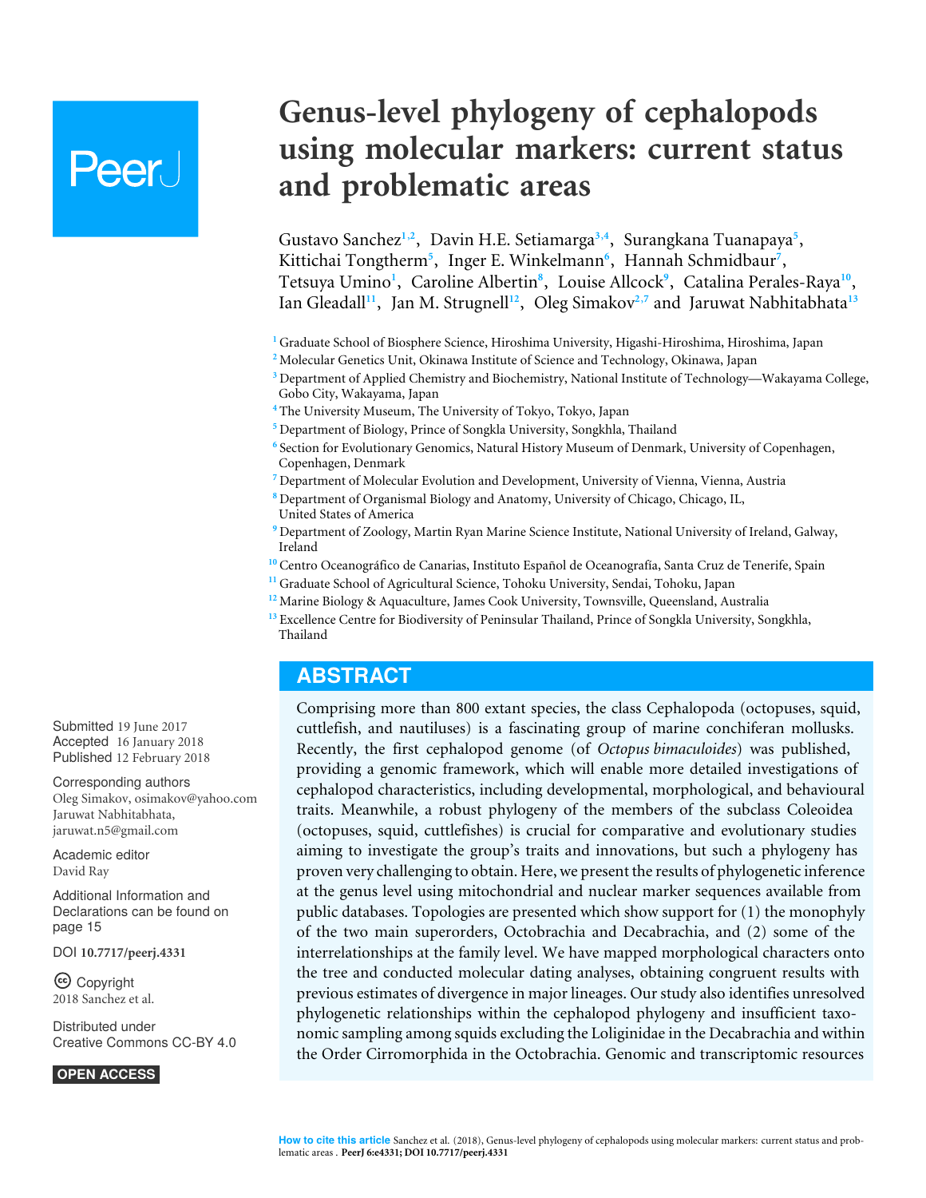# Genus-level phylogeny of cephalopods using molecular markers: current status and problematic areas

Gustavo Sanchez[1,2], Davin H.E. Setiamarga[3,4], Surangkana Tuanapaya[5], Kittichai Tongtherm[5], Inger E. Winkelmann[6], Hannah Schmidbaur[7], Tetsuya Umino[1], Caroline Albertin[8], Louise Allcock[9], Catalina Perales-Raya[10], Ian Gleadall[11], Jan M. Strugnell[12], Oleg Simakov[2,7] and Jaruwat Nabhitabhata[13]

[1] Graduate School of Biosphere Science, Hiroshima University, Higashi-Hiroshima, Hiroshima, Japan
[2] Molecular Genetics Unit, Okinawa Institute of Science and Technology, Okinawa, Japan
[3] Department of Applied Chemistry and Biochemistry, National Institute of Technology—Wakayama College, Gobo City, Wakayama, Japan
[4] The University Museum, The University of Tokyo, Tokyo, Japan
[5] Department of Biology, Prince of Songkla University, Songkhla, Thailand
[6] Section for Evolutionary Genomics, Natural History Museum of Denmark, University of Copenhagen, Copenhagen, Denmark
[7] Department of Molecular Evolution and Development, University of Vienna, Vienna, Austria
[8] Department of Organismal Biology and Anatomy, University of Chicago, Chicago, IL, United States of America
[9] Department of Zoology, Martin Ryan Marine Science Institute, National University of Ireland, Galway, Ireland
[10] Centro Oceanográfico de Canarias, Instituto Español de Oceanografía, Santa Cruz de Tenerife, Spain
[11] Graduate School of Agricultural Science, Tohoku University, Sendai, Tohoku, Japan
[12] Marine Biology & Aquaculture, James Cook University, Townsville, Queensland, Australia
[13] Excellence Centre for Biodiversity of Peninsular Thailand, Prince of Songkla University, Songkhla, Thailand

Submitted 19 June 2017
Accepted 16 January 2018
Published 12 February 2018

Corresponding authors
Oleg Simakov, osimakov@yahoo.com
Jaruwat Nabhitabhata, jaruwat.n5@gmail.com

Academic editor
David Ray

Additional Information and Declarations can be found on page 15

DOI 10.7717/peerj.4331

Copyright
2018 Sanchez et al.

Distributed under
Creative Commons CC-BY 4.0

OPEN ACCESS

## ABSTRACT

Comprising more than 800 extant species, the class Cephalopoda (octopuses, squid, cuttlefish, and nautiluses) is a fascinating group of marine conchiferan mollusks. Recently, the first cephalopod genome (of *Octopus bimaculoides*) was published, providing a genomic framework, which will enable more detailed investigations of cephalopod characteristics, including developmental, morphological, and behavioural traits. Meanwhile, a robust phylogeny of the members of the subclass Coleoidea (octopuses, squid, cuttlefishes) is crucial for comparative and evolutionary studies aiming to investigate the group's traits and innovations, but such a phylogeny has proven very challenging to obtain. Here, we present the results of phylogenetic inference at the genus level using mitochondrial and nuclear marker sequences available from public databases. Topologies are presented which show support for (1) the monophyly of the two main superorders, Octobrachia and Decabrachia, and (2) some of the interrelationships at the family level. We have mapped morphological characters onto the tree and conducted molecular dating analyses, obtaining congruent results with previous estimates of divergence in major lineages. Our study also identifies unresolved phylogenetic relationships within the cephalopod phylogeny and insufficient taxonomic sampling among squids excluding the Loliginidae in the Decabrachia and within the Order Cirromorphida in the Octobrachia. Genomic and transcriptomic resources

How to cite this article Sanchez et al. (2018), Genus-level phylogeny of cephalopods using molecular markers: current status and problematic areas . PeerJ 6:e4331; DOI 10.7717/peerj.4331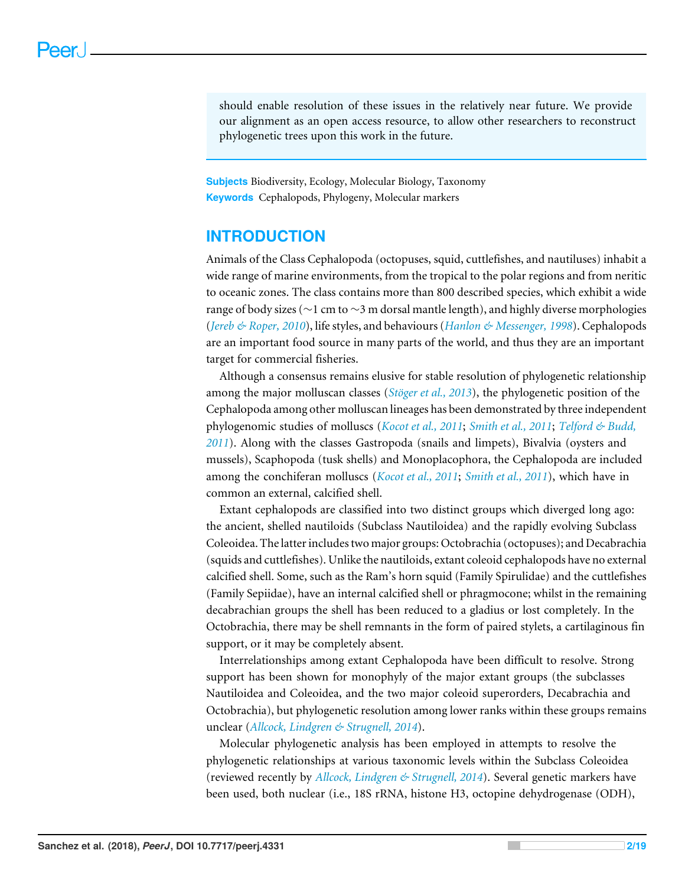should enable resolution of these issues in the relatively near future. We provide our alignment as an open access resource, to allow other researchers to reconstruct phylogenetic trees upon this work in the future.

**Subjects** Biodiversity, Ecology, Molecular Biology, Taxonomy
**Keywords** Cephalopods, Phylogeny, Molecular markers

## INTRODUCTION

Animals of the Class Cephalopoda (octopuses, squid, cuttlefishes, and nautiluses) inhabit a wide range of marine environments, from the tropical to the polar regions and from neritic to oceanic zones. The class contains more than 800 described species, which exhibit a wide range of body sizes (~1 cm to ~3 m dorsal mantle length), and highly diverse morphologies (*Jereb & Roper, 2010*), life styles, and behaviours (*Hanlon & Messenger, 1998*). Cephalopods are an important food source in many parts of the world, and thus they are an important target for commercial fisheries.

Although a consensus remains elusive for stable resolution of phylogenetic relationship among the major molluscan classes (*Stöger et al., 2013*), the phylogenetic position of the Cephalopoda among other molluscan lineages has been demonstrated by three independent phylogenomic studies of molluscs (*Kocot et al., 2011*; *Smith et al., 2011*; *Telford & Budd, 2011*). Along with the classes Gastropoda (snails and limpets), Bivalvia (oysters and mussels), Scaphopoda (tusk shells) and Monoplacophora, the Cephalopoda are included among the conchiferan molluscs (*Kocot et al., 2011*; *Smith et al., 2011*), which have in common an external, calcified shell.

Extant cephalopods are classified into two distinct groups which diverged long ago: the ancient, shelled nautiloids (Subclass Nautiloidea) and the rapidly evolving Subclass Coleoidea. The latter includes two major groups: Octobrachia (octopuses); and Decabrachia (squids and cuttlefishes). Unlike the nautiloids, extant coleoid cephalopods have no external calcified shell. Some, such as the Ram's horn squid (Family Spirulidae) and the cuttlefishes (Family Sepiidae), have an internal calcified shell or phragmocone; whilst in the remaining decabrachian groups the shell has been reduced to a gladius or lost completely. In the Octobrachia, there may be shell remnants in the form of paired stylets, a cartilaginous fin support, or it may be completely absent.

Interrelationships among extant Cephalopoda have been difficult to resolve. Strong support has been shown for monophyly of the major extant groups (the subclasses Nautiloidea and Coleoidea, and the two major coleoid superorders, Decabrachia and Octobrachia), but phylogenetic resolution among lower ranks within these groups remains unclear (*Allcock, Lindgren & Strugnell, 2014*).

Molecular phylogenetic analysis has been employed in attempts to resolve the phylogenetic relationships at various taxonomic levels within the Subclass Coleoidea (reviewed recently by *Allcock, Lindgren & Strugnell, 2014*). Several genetic markers have been used, both nuclear (i.e., 18S rRNA, histone H3, octopine dehydrogenase (ODH),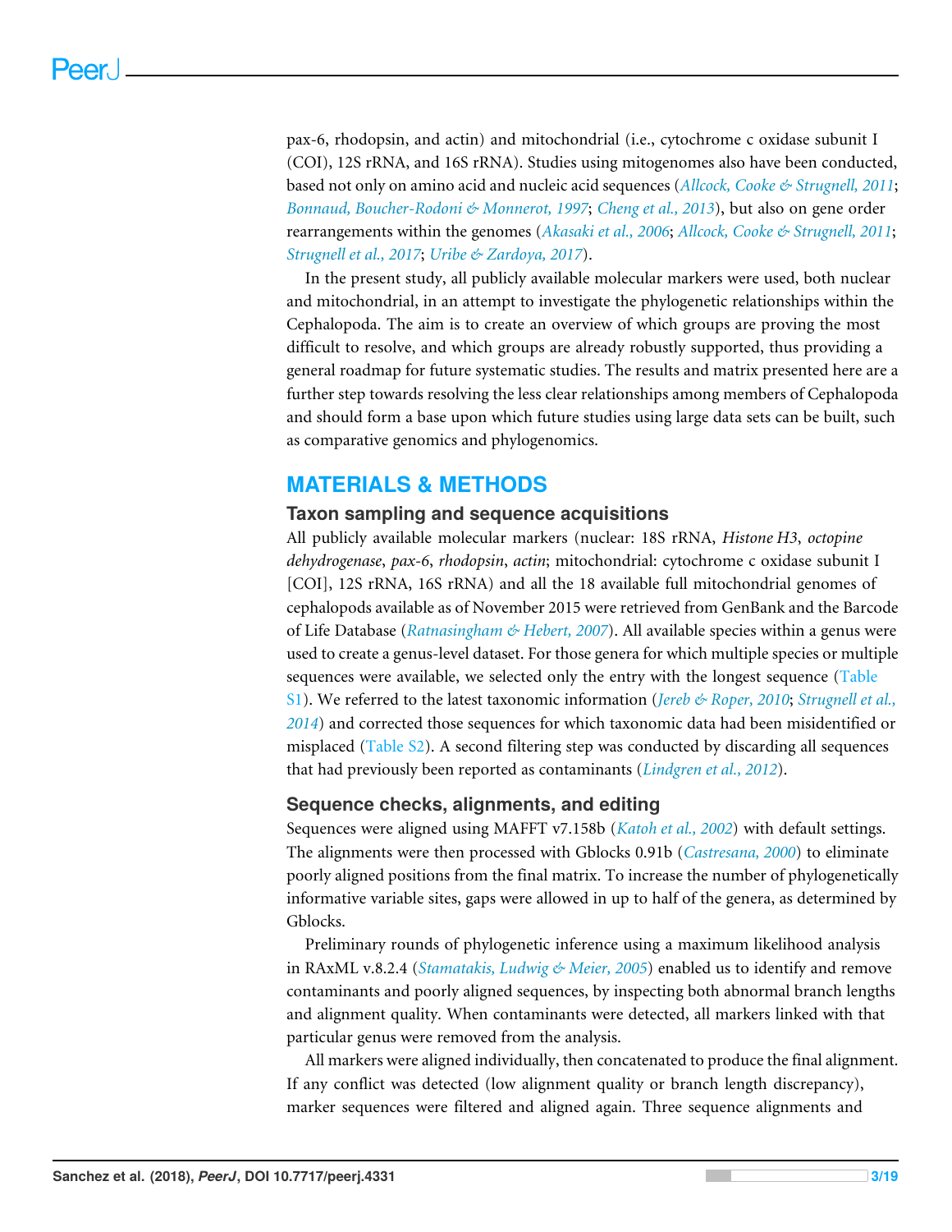pax-6, rhodopsin, and actin) and mitochondrial (i.e., cytochrome c oxidase subunit I (COI), 12S rRNA, and 16S rRNA). Studies using mitogenomes also have been conducted, based not only on amino acid and nucleic acid sequences (*Allcock, Cooke & Strugnell, 2011*; *Bonnaud, Boucher-Rodoni & Monnerot, 1997*; *Cheng et al., 2013*), but also on gene order rearrangements within the genomes (*Akasaki et al., 2006*; *Allcock, Cooke & Strugnell, 2011*; *Strugnell et al., 2017*; *Uribe & Zardoya, 2017*).

In the present study, all publicly available molecular markers were used, both nuclear and mitochondrial, in an attempt to investigate the phylogenetic relationships within the Cephalopoda. The aim is to create an overview of which groups are proving the most difficult to resolve, and which groups are already robustly supported, thus providing a general roadmap for future systematic studies. The results and matrix presented here are a further step towards resolving the less clear relationships among members of Cephalopoda and should form a base upon which future studies using large data sets can be built, such as comparative genomics and phylogenomics.

## MATERIALS & METHODS

### Taxon sampling and sequence acquisitions

All publicly available molecular markers (nuclear: 18S rRNA, *Histone H3*, *octopine dehydrogenase*, *pax-6*, *rhodopsin*, *actin*; mitochondrial: cytochrome c oxidase subunit I [COI], 12S rRNA, 16S rRNA) and all the 18 available full mitochondrial genomes of cephalopods available as of November 2015 were retrieved from GenBank and the Barcode of Life Database (*Ratnasingham & Hebert, 2007*). All available species within a genus were used to create a genus-level dataset. For those genera for which multiple species or multiple sequences were available, we selected only the entry with the longest sequence (Table S1). We referred to the latest taxonomic information (*Jereb & Roper, 2010*; *Strugnell et al., 2014*) and corrected those sequences for which taxonomic data had been misidentified or misplaced (Table S2). A second filtering step was conducted by discarding all sequences that had previously been reported as contaminants (*Lindgren et al., 2012*).

### Sequence checks, alignments, and editing

Sequences were aligned using MAFFT v7.158b (*Katoh et al., 2002*) with default settings. The alignments were then processed with Gblocks 0.91b (*Castresana, 2000*) to eliminate poorly aligned positions from the final matrix. To increase the number of phylogenetically informative variable sites, gaps were allowed in up to half of the genera, as determined by Gblocks.

Preliminary rounds of phylogenetic inference using a maximum likelihood analysis in RAxML v.8.2.4 (*Stamatakis, Ludwig & Meier, 2005*) enabled us to identify and remove contaminants and poorly aligned sequences, by inspecting both abnormal branch lengths and alignment quality. When contaminants were detected, all markers linked with that particular genus were removed from the analysis.

All markers were aligned individually, then concatenated to produce the final alignment. If any conflict was detected (low alignment quality or branch length discrepancy), marker sequences were filtered and aligned again. Three sequence alignments and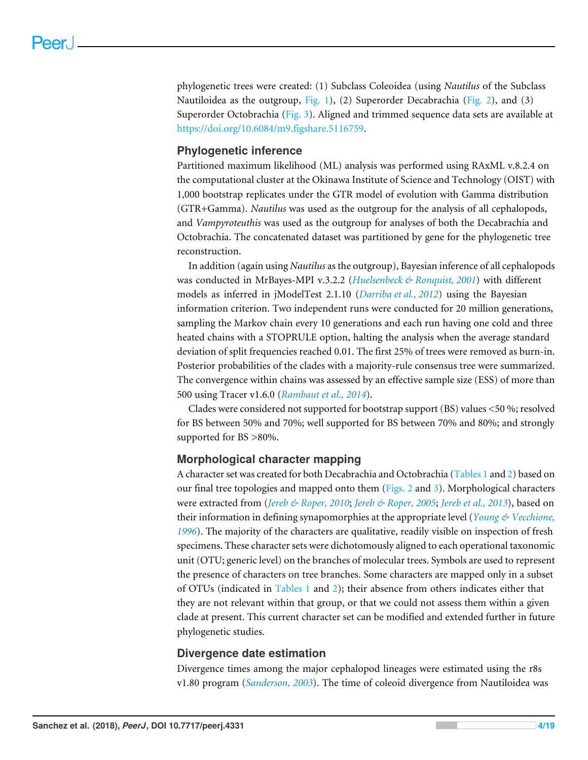phylogenetic trees were created: (1) Subclass Coleoidea (using *Nautilus* of the Subclass Nautiloidea as the outgroup, Fig. 1), (2) Superorder Decabrachia (Fig. 2), and (3) Superorder Octobrachia (Fig. 3). Aligned and trimmed sequence data sets are available at https://doi.org/10.6084/m9.figshare.5116759.

## Phylogenetic inference

Partitioned maximum likelihood (ML) analysis was performed using RAxML v.8.2.4 on the computational cluster at the Okinawa Institute of Science and Technology (OIST) with 1,000 bootstrap replicates under the GTR model of evolution with Gamma distribution (GTR+Gamma). *Nautilus* was used as the outgroup for the analysis of all cephalopods, and *Vampyroteuthis* was used as the outgroup for analyses of both the Decabrachia and Octobrachia. The concatenated dataset was partitioned by gene for the phylogenetic tree reconstruction.

In addition (again using *Nautilus* as the outgroup), Bayesian inference of all cephalopods was conducted in MrBayes-MPI v.3.2.2 (*Huelsenbeck & Ronquist, 2001*) with different models as inferred in jModelTest 2.1.10 (*Darriba et al., 2012*) using the Bayesian information criterion. Two independent runs were conducted for 20 million generations, sampling the Markov chain every 10 generations and each run having one cold and three heated chains with a STOPRULE option, halting the analysis when the average standard deviation of split frequencies reached 0.01. The first 25% of trees were removed as burn-in. Posterior probabilities of the clades with a majority-rule consensus tree were summarized. The convergence within chains was assessed by an effective sample size (ESS) of more than 500 using Tracer v1.6.0 (*Rambaut et al., 2014*).

Clades were considered not supported for bootstrap support (BS) values <50 %; resolved for BS between 50% and 70%; well supported for BS between 70% and 80%; and strongly supported for BS >80%.

## Morphological character mapping

A character set was created for both Decabrachia and Octobrachia (Tables 1 and 2) based on our final tree topologies and mapped onto them (Figs. 2 and 3). Morphological characters were extracted from (*Jereb & Roper, 2010*; *Jereb & Roper, 2005*; *Jereb et al., 2013*), based on their information in defining synapomorphies at the appropriate level (*Young & Vecchione, 1996*). The majority of the characters are qualitative, readily visible on inspection of fresh specimens. These character sets were dichotomously aligned to each operational taxonomic unit (OTU; generic level) on the branches of molecular trees. Symbols are used to represent the presence of characters on tree branches. Some characters are mapped only in a subset of OTUs (indicated in Tables 1 and 2); their absence from others indicates either that they are not relevant within that group, or that we could not assess them within a given clade at present. This current character set can be modified and extended further in future phylogenetic studies.

## Divergence date estimation

Divergence times among the major cephalopod lineages were estimated using the r8s v1.80 program (*Sanderson, 2003*). The time of coleoid divergence from Nautiloidea was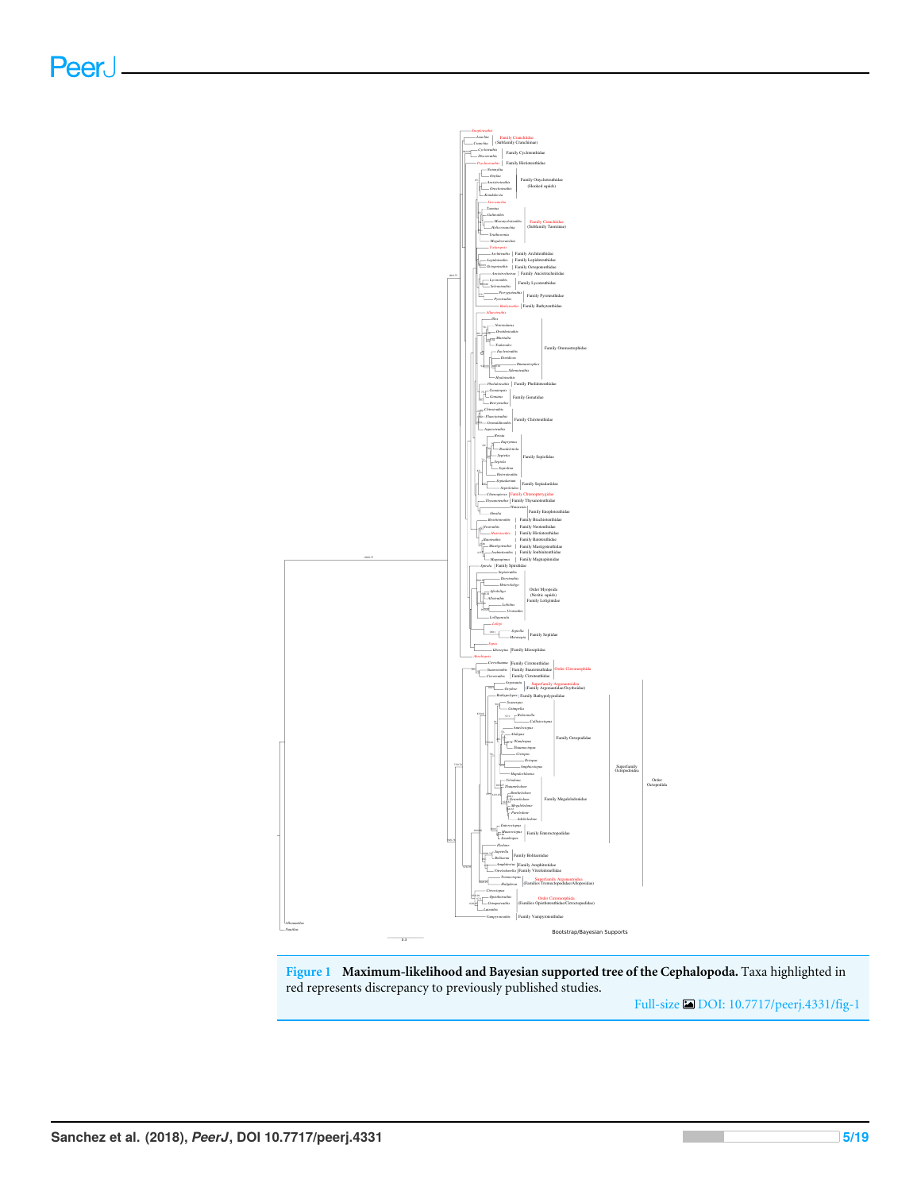**Figure 1** **Maximum-likelihood and Bayesian supported tree of the Cephalopoda.** Taxa highlighted in red represents discrepancy to previously published studies.

Full-size DOI: 10.7717/peerj.4331/fig-1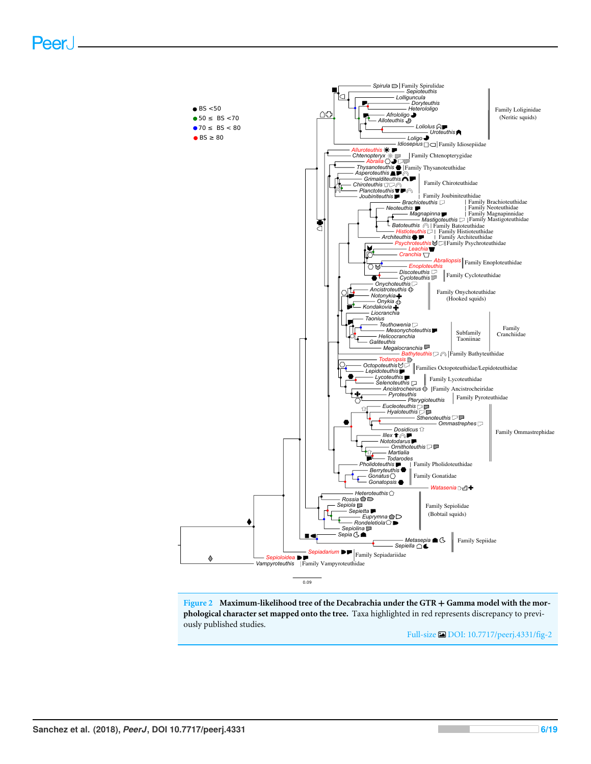**Figure 2 Maximum-likelihood tree of the Decabrachia under the GTR + Gamma model with the morphological character set mapped onto the tree.** Taxa highlighted in red represents discrepancy to previously published studies.

Full-size DOI: 10.7717/peerj.4331/fig-2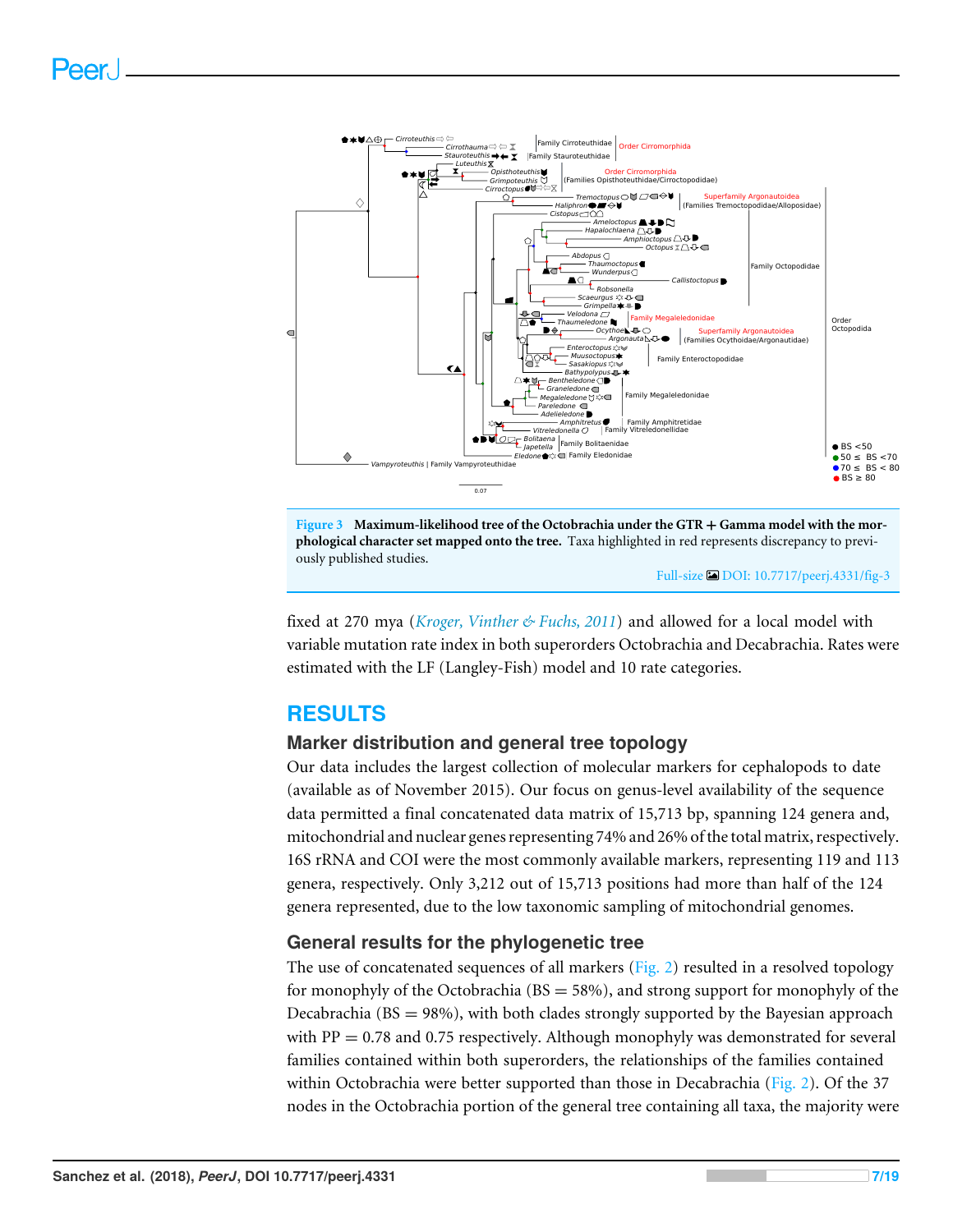Figure 3 **Maximum-likelihood tree of the Octobrachia under the GTR + Gamma model with the morphological character set mapped onto the tree.** Taxa highlighted in red represents discrepancy to previously published studies.

fixed at 270 mya (*Kroger, Vinther & Fuchs, 2011*) and allowed for a local model with variable mutation rate index in both superorders Octobrachia and Decabrachia. Rates were estimated with the LF (Langley-Fish) model and 10 rate categories.

## RESULTS

### Marker distribution and general tree topology

Our data includes the largest collection of molecular markers for cephalopods to date (available as of November 2015). Our focus on genus-level availability of the sequence data permitted a final concatenated data matrix of 15,713 bp, spanning 124 genera and, mitochondrial and nuclear genes representing 74% and 26% of the total matrix, respectively. 16S rRNA and COI were the most commonly available markers, representing 119 and 113 genera, respectively. Only 3,212 out of 15,713 positions had more than half of the 124 genera represented, due to the low taxonomic sampling of mitochondrial genomes.

### General results for the phylogenetic tree

The use of concatenated sequences of all markers (Fig. 2) resulted in a resolved topology for monophyly of the Octobrachia (BS = 58%), and strong support for monophyly of the Decabrachia (BS = 98%), with both clades strongly supported by the Bayesian approach with PP = 0.78 and 0.75 respectively. Although monophyly was demonstrated for several families contained within both superorders, the relationships of the families contained within Octobrachia were better supported than those in Decabrachia (Fig. 2). Of the 37 nodes in the Octobrachia portion of the general tree containing all taxa, the majority were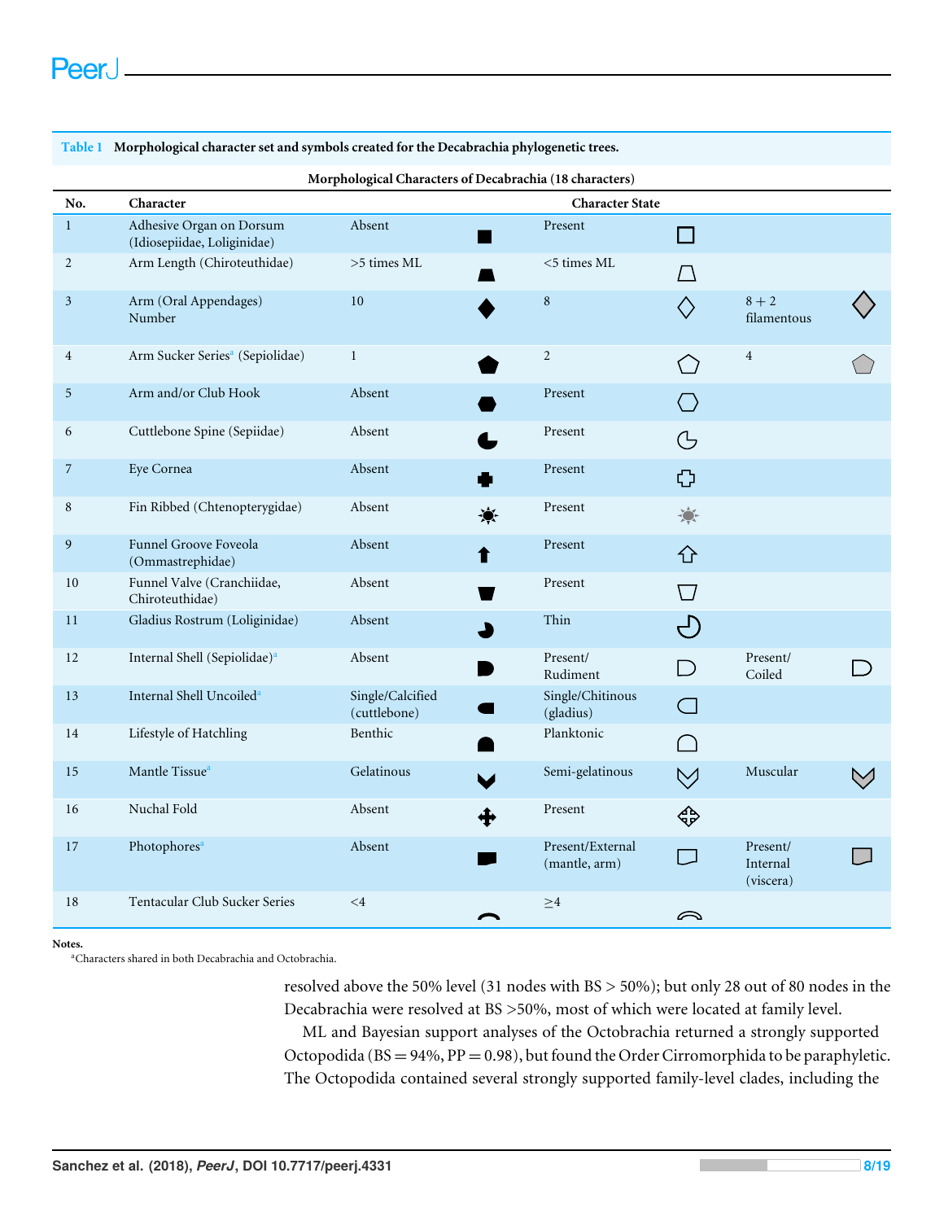**Table 1 Morphological character set and symbols created for the Decabrachia phylogenetic trees.**

| Morphological Characters of Decabrachia (18 characters) | | | | | | | |
|---|---|---|---|---|---|---|---|
| **No.** | **Character** | **Character State** | | | | | |
| 1 | Adhesive Organ on Dorsum (Idiosepiidae, Loliginidae) | Absent | ■ | Present | □ | | |
| 2 | Arm Length (Chiroteuthidae) | >5 times ML | | <5 times ML | | | |
| 3 | Arm (Oral Appendages) Number | 10 | ◆ | 8 | ◇ | 8 + 2 filamentous | ◇ |
| 4 | Arm Sucker Series[a] (Sepiolidae) | 1 | ⬟ | 2 | ⬠ | 4 | ⬠ |
| 5 | Arm and/or Club Hook | Absent | ⬣ | Present | ⬡ | | |
| 6 | Cuttlebone Spine (Sepiidae) | Absent | | Present | | | |
| 7 | Eye Cornea | Absent | ✚ | Present | ✜ | | |
| 8 | Fin Ribbed (Chtenopterygidae) | Absent | ☀ | Present | ☼ | | |
| 9 | Funnel Groove Foveola (Ommastrephidae) | Absent | ⬆ | Present | ⇧ | | |
| 10 | Funnel Valve (Cranchiidae, Chiroteuthidae) | Absent | | Present | | | |
| 11 | Gladius Rostrum (Loliginidae) | Absent | | Thin | | | |
| 12 | Internal Shell (Sepiolidae)[a] | Absent | | Present/ Rudiment | | Present/ Coiled | |
| 13 | Internal Shell Uncoiled[a] | Single/Calcified (cuttlebone) | | Single/Chitinous (gladius) | | | |
| 14 | Lifestyle of Hatchling | Benthic | | Planktonic | | | |
| 15 | Mantle Tissue[a] | Gelatinous | | Semi-gelatinous | | Muscular | |
| 16 | Nuchal Fold | Absent | ✥ | Present | ✥ | | |
| 17 | Photophores[a] | Absent | | Present/External (mantle, arm) | | Present/ Internal (viscera) | |
| 18 | Tentacular Club Sucker Series | <4 | | ≥4 | | | |

**Notes.**
[a]Characters shared in both Decabrachia and Octobrachia.

resolved above the 50% level (31 nodes with BS > 50%); but only 28 out of 80 nodes in the Decabrachia were resolved at BS >50%, most of which were located at family level.

ML and Bayesian support analyses of the Octobrachia returned a strongly supported Octopodida (BS = 94%, PP = 0.98), but found the Order Cirromorphida to be paraphyletic. The Octopodida contained several strongly supported family-level clades, including the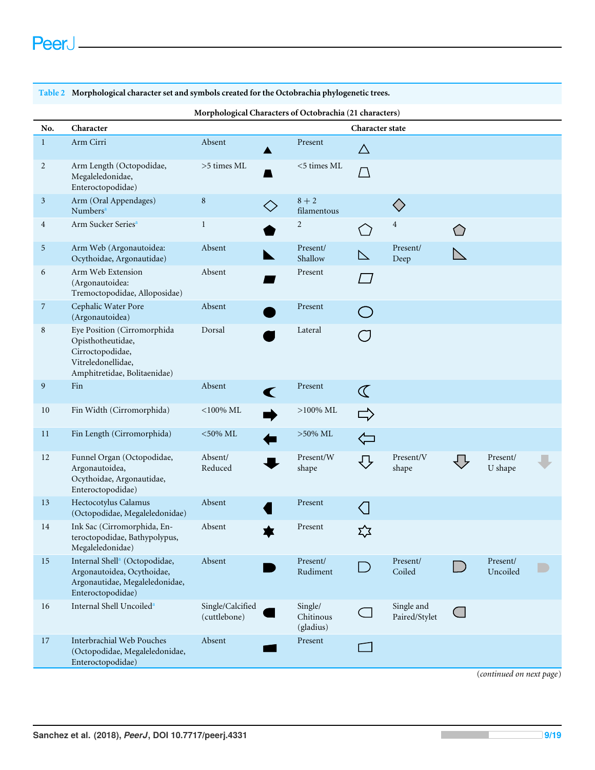**Table 2 Morphological character set and symbols created for the Octobrachia phylogenetic trees.**

| Morphological Characters of Octobrachia (21 characters) | | | | | | | | | |
|---|---|---|---|---|---|---|---|---|---|
| **No.** | **Character** | **Character state** | | | | | | | |
| 1 | Arm Cirri | Absent | ▲ | Present | △ | | | | |
| 2 | Arm Length (Octopodidae, Megaleledonidae, Enteroctopodidae) | >5 times ML | ⏢ | <5 times ML | ⏢ | | | | |
| 3 | Arm (Oral Appendages) Numbers[a] | 8 | ◇ | 8 + 2 filamentous | ◆ | | | | |
| 4 | Arm Sucker Series[a] | 1 | ⬟ | 2 | ⬠ | 4 | ⬟ | | |
| 5 | Arm Web (Argonautoidea: Ocythoidae, Argonautidae) | Absent | ◣ | Present/ Shallow | ◺ | Present/ Deep | ◺ | | |
| 6 | Arm Web Extension (Argonautoidea: Tremoctopodidae, Alloposidae) | Absent | ▰ | Present | ▱ | | | | |
| 7 | Cephalic Water Pore (Argonautoidea) | Absent | ⬤ | Present | ◯ | | | | |
| 8 | Eye Position (Cirromorphida Opisthotheutidae, Cirroctopodidae, Vitreledonellidae, Amphitretidae, Bolitaenidae) | Dorsal | ● | Lateral | ○ | | | | |
| 9 | Fin | Absent | ☾ | Present | ☾ | | | | |
| 10 | Fin Width (Cirromorphida) | <100% ML | ➡ | >100% ML | ⇨ | | | | |
| 11 | Fin Length (Cirromorphida) | <50% ML | ⬅ | >50% ML | ⇦ | | | | |
| 12 | Funnel Organ (Octopodidae, Argonautoidea, Ocythoidae, Argonautidae, Enteroctopodidae) | Absent/ Reduced | ⬇ | Present/W shape | ⇩ | Present/V shape | ⇩ | Present/ U shape | ⇩ |
| 13 | Hectocotylus Calamus (Octopodidae, Megaleledonidae) | Absent | ◀ | Present | ◁ | | | | |
| 14 | Ink Sac (Cirromorphida, Enteroctopodidae, Bathypolypus, Megaleledonidae) | Absent | ✶ | Present | ✡ | | | | |
| 15 | Internal Shell[a] (Octopodidae, Argonautoidea, Ocythoidae, Argonautidae, Megaleledonidae, Enteroctopodidae) | Absent | ◗ | Present/ Rudiment | ◗ | Present/ Coiled | ◗ | Present/ Uncoiled | ◗ |
| 16 | Internal Shell Uncoiled[a] | Single/Calcified (cuttlebone) | ◗ | Single/ Chitinous (gladius) | ◗ | Single and Paired/Stylet | ◗ | | |
| 17 | Interbrachial Web Pouches (Octopodidae, Megaleledonidae, Enteroctopodidae) | Absent | ▰ | Present | ▱ | | | | |

(*continued on next page*)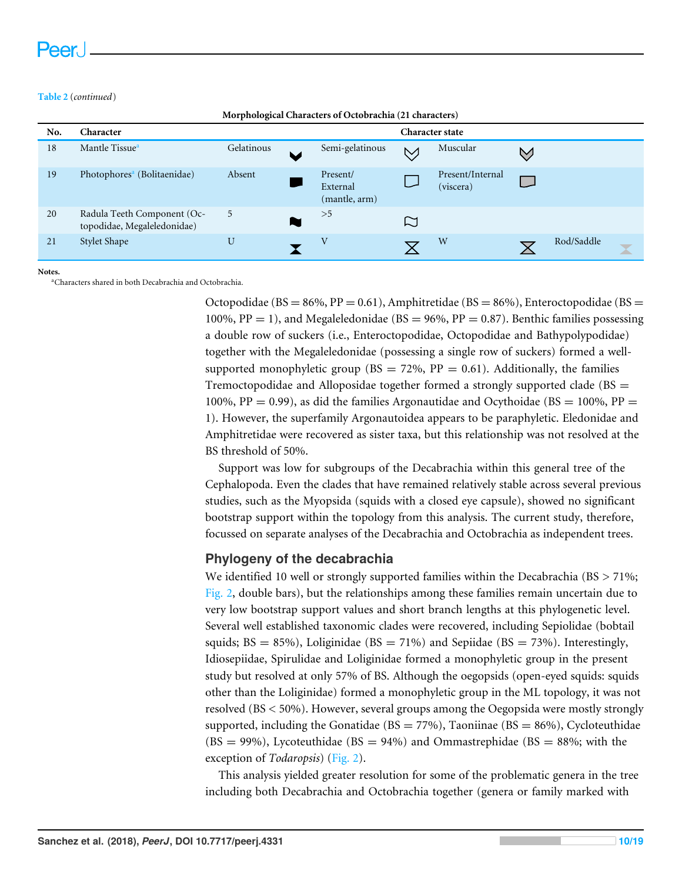**Table 2** (*continued*)

**Morphological Characters of Octobrachia (21 characters)**

| No. | Character | Character state | | | |
|---|---|---|---|---|---|
| 18 | Mantle Tissue[a] | Gelatinous | Semi-gelatinous | Muscular | |
| 19 | Photophores[a] (Bolitaenidae) | Absent | Present/ External (mantle, arm) | Present/Internal (viscera) | |
| 20 | Radula Teeth Component (Octopodidae, Megaleledonidae) | 5 | >5 | | |
| 21 | Stylet Shape | U | V | W | Rod/Saddle |

**Notes.**
[a]Characters shared in both Decabrachia and Octobrachia.

Octopodidae (BS = 86%, PP = 0.61), Amphitretidae (BS = 86%), Enteroctopodidae (BS = 100%, PP = 1), and Megaleledonidae (BS = 96%, PP = 0.87). Benthic families possessing a double row of suckers (i.e., Enteroctopodidae, Octopodidae and Bathypolypodidae) together with the Megaleledonidae (possessing a single row of suckers) formed a well-supported monophyletic group (BS = 72%, PP = 0.61). Additionally, the families Tremoctopodidae and Alloposidae together formed a strongly supported clade (BS = 100%, PP = 0.99), as did the families Argonautidae and Ocythoidae (BS = 100%, PP = 1). However, the superfamily Argonautoidea appears to be paraphyletic. Eledonidae and Amphitretidae were recovered as sister taxa, but this relationship was not resolved at the BS threshold of 50%.

Support was low for subgroups of the Decabrachia within this general tree of the Cephalopoda. Even the clades that have remained relatively stable across several previous studies, such as the Myopsida (squids with a closed eye capsule), showed no significant bootstrap support within the topology from this analysis. The current study, therefore, focussed on separate analyses of the Decabrachia and Octobrachia as independent trees.

## Phylogeny of the decabrachia

We identified 10 well or strongly supported families within the Decabrachia (BS > 71%; Fig. 2, double bars), but the relationships among these families remain uncertain due to very low bootstrap support values and short branch lengths at this phylogenetic level. Several well established taxonomic clades were recovered, including Sepiolidae (bobtail squids; BS = 85%), Loliginidae (BS = 71%) and Sepiidae (BS = 73%). Interestingly, Idiosepiidae, Spirulidae and Loliginidae formed a monophyletic group in the present study but resolved at only 57% of BS. Although the oegopsids (open-eyed squids: squids other than the Loliginidae) formed a monophyletic group in the ML topology, it was not resolved (BS < 50%). However, several groups among the Oegopsida were mostly strongly supported, including the Gonatidae (BS = 77%), Taoniinae (BS = 86%), Cycloteuthidae (BS = 99%), Lycoteuthidae (BS = 94%) and Ommastrephidae (BS = 88%; with the exception of *Todaropsis*) (Fig. 2).

This analysis yielded greater resolution for some of the problematic genera in the tree including both Decabrachia and Octobrachia together (genera or family marked with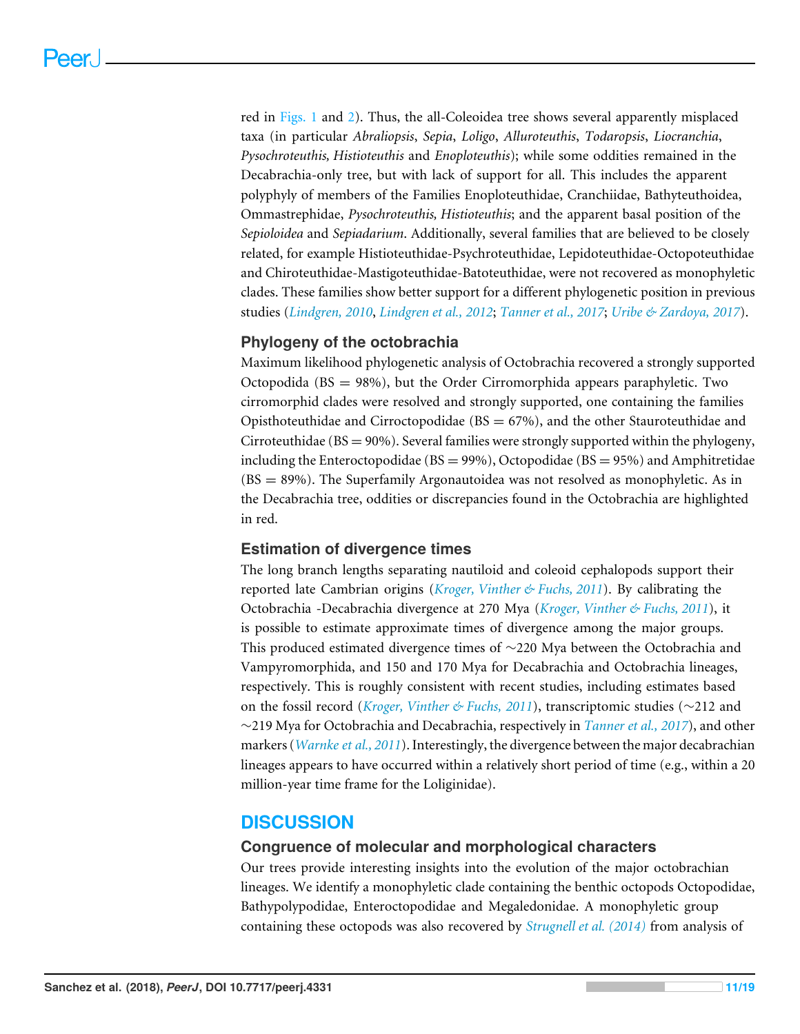red in Figs. 1 and 2). Thus, the all-Coleoidea tree shows several apparently misplaced taxa (in particular *Abraliopsis*, *Sepia*, *Loligo*, *Alluroteuthis*, *Todaropsis*, *Liocranchia*, *Pysochroteuthis, Histioteuthis* and *Enoploteuthis*); while some oddities remained in the Decabrachia-only tree, but with lack of support for all. This includes the apparent polyphyly of members of the Families Enoploteuthidae, Cranchiidae, Bathyteuthoidea, Ommastrephidae, *Pysochroteuthis, Histioteuthis*; and the apparent basal position of the *Sepioloidea* and *Sepiadarium*. Additionally, several families that are believed to be closely related, for example Histioteuthidae-Psychroteuthidae, Lepidoteuthidae-Octopoteuthidae and Chiroteuthidae-Mastigoteuthidae-Batoteuthidae, were not recovered as monophyletic clades. These families show better support for a different phylogenetic position in previous studies (*Lindgren, 2010*, *Lindgren et al., 2012*; *Tanner et al., 2017*; *Uribe & Zardoya, 2017*).

### Phylogeny of the octobrachia

Maximum likelihood phylogenetic analysis of Octobrachia recovered a strongly supported Octopodida (BS = 98%), but the Order Cirromorphida appears paraphyletic. Two cirromorphid clades were resolved and strongly supported, one containing the families Opisthoteuthidae and Cirroctopodidae (BS = 67%), and the other Stauroteuthidae and Cirroteuthidae (BS = 90%). Several families were strongly supported within the phylogeny, including the Enteroctopodidae (BS = 99%), Octopodidae (BS = 95%) and Amphitretidae (BS = 89%). The Superfamily Argonautoidea was not resolved as monophyletic. As in the Decabrachia tree, oddities or discrepancies found in the Octobrachia are highlighted in red.

### Estimation of divergence times

The long branch lengths separating nautiloid and coleoid cephalopods support their reported late Cambrian origins (*Kroger, Vinther & Fuchs, 2011*). By calibrating the Octobrachia -Decabrachia divergence at 270 Mya (*Kroger, Vinther & Fuchs, 2011*), it is possible to estimate approximate times of divergence among the major groups. This produced estimated divergence times of ~220 Mya between the Octobrachia and Vampyromorphida, and 150 and 170 Mya for Decabrachia and Octobrachia lineages, respectively. This is roughly consistent with recent studies, including estimates based on the fossil record (*Kroger, Vinther & Fuchs, 2011*), transcriptomic studies (~212 and ~219 Mya for Octobrachia and Decabrachia, respectively in *Tanner et al., 2017*), and other markers (*Warnke et al., 2011*). Interestingly, the divergence between the major decabrachian lineages appears to have occurred within a relatively short period of time (e.g., within a 20 million-year time frame for the Loliginidae).

## DISCUSSION

### Congruence of molecular and morphological characters

Our trees provide interesting insights into the evolution of the major octobrachian lineages. We identify a monophyletic clade containing the benthic octopods Octopodidae, Bathypolypodidae, Enteroctopodidae and Megaledonidae. A monophyletic group containing these octopods was also recovered by *Strugnell et al. (2014)* from analysis of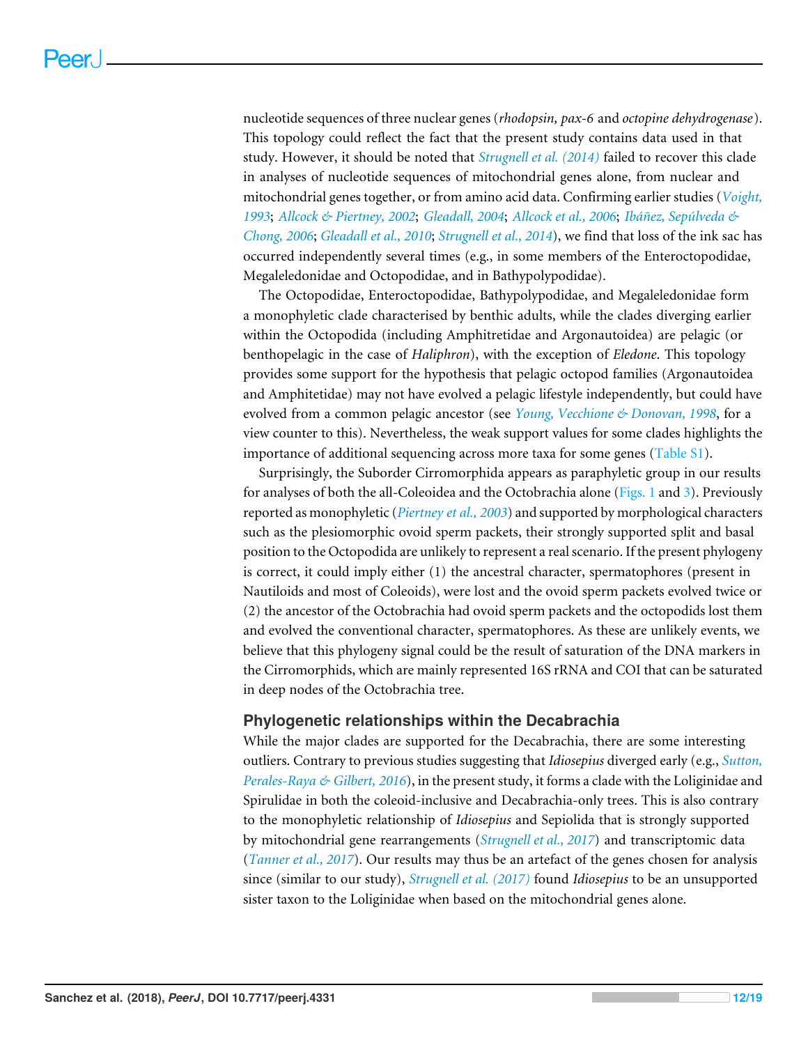nucleotide sequences of three nuclear genes (*rhodopsin, pax-6* and *octopine dehydrogenase*). This topology could reflect the fact that the present study contains data used in that study. However, it should be noted that *Strugnell et al. (2014)* failed to recover this clade in analyses of nucleotide sequences of mitochondrial genes alone, from nuclear and mitochondrial genes together, or from amino acid data. Confirming earlier studies (*Voight, 1993*; *Allcock & Piertney, 2002*; *Gleadall, 2004*; *Allcock et al., 2006*; *Ibáñez, Sepúlveda & Chong, 2006*; *Gleadall et al., 2010*; *Strugnell et al., 2014*), we find that loss of the ink sac has occurred independently several times (e.g., in some members of the Enteroctopodidae, Megaleledonidae and Octopodidae, and in Bathypolypodidae).

The Octopodidae, Enteroctopodidae, Bathypolypodidae, and Megaleledonidae form a monophyletic clade characterised by benthic adults, while the clades diverging earlier within the Octopodida (including Amphitretidae and Argonautoidea) are pelagic (or benthopelagic in the case of *Haliphron*), with the exception of *Eledone*. This topology provides some support for the hypothesis that pelagic octopod families (Argonautoidea and Amphitetidae) may not have evolved a pelagic lifestyle independently, but could have evolved from a common pelagic ancestor (see *Young, Vecchione & Donovan, 1998*, for a view counter to this). Nevertheless, the weak support values for some clades highlights the importance of additional sequencing across more taxa for some genes (Table S1).

Surprisingly, the Suborder Cirromorphida appears as paraphyletic group in our results for analyses of both the all-Coleoidea and the Octobrachia alone (Figs. 1 and 3). Previously reported as monophyletic (*Piertney et al., 2003*) and supported by morphological characters such as the plesiomorphic ovoid sperm packets, their strongly supported split and basal position to the Octopodida are unlikely to represent a real scenario. If the present phylogeny is correct, it could imply either (1) the ancestral character, spermatophores (present in Nautiloids and most of Coleoids), were lost and the ovoid sperm packets evolved twice or (2) the ancestor of the Octobrachia had ovoid sperm packets and the octopodids lost them and evolved the conventional character, spermatophores. As these are unlikely events, we believe that this phylogeny signal could be the result of saturation of the DNA markers in the Cirromorphids, which are mainly represented 16S rRNA and COI that can be saturated in deep nodes of the Octobrachia tree.

### Phylogenetic relationships within the Decabrachia

While the major clades are supported for the Decabrachia, there are some interesting outliers. Contrary to previous studies suggesting that *Idiosepius* diverged early (e.g., *Sutton, Perales-Raya & Gilbert, 2016*), in the present study, it forms a clade with the Loliginidae and Spirulidae in both the coleoid-inclusive and Decabrachia-only trees. This is also contrary to the monophyletic relationship of *Idiosepius* and Sepiolida that is strongly supported by mitochondrial gene rearrangements (*Strugnell et al., 2017*) and transcriptomic data (*Tanner et al., 2017*). Our results may thus be an artefact of the genes chosen for analysis since (similar to our study), *Strugnell et al. (2017)* found *Idiosepius* to be an unsupported sister taxon to the Loliginidae when based on the mitochondrial genes alone.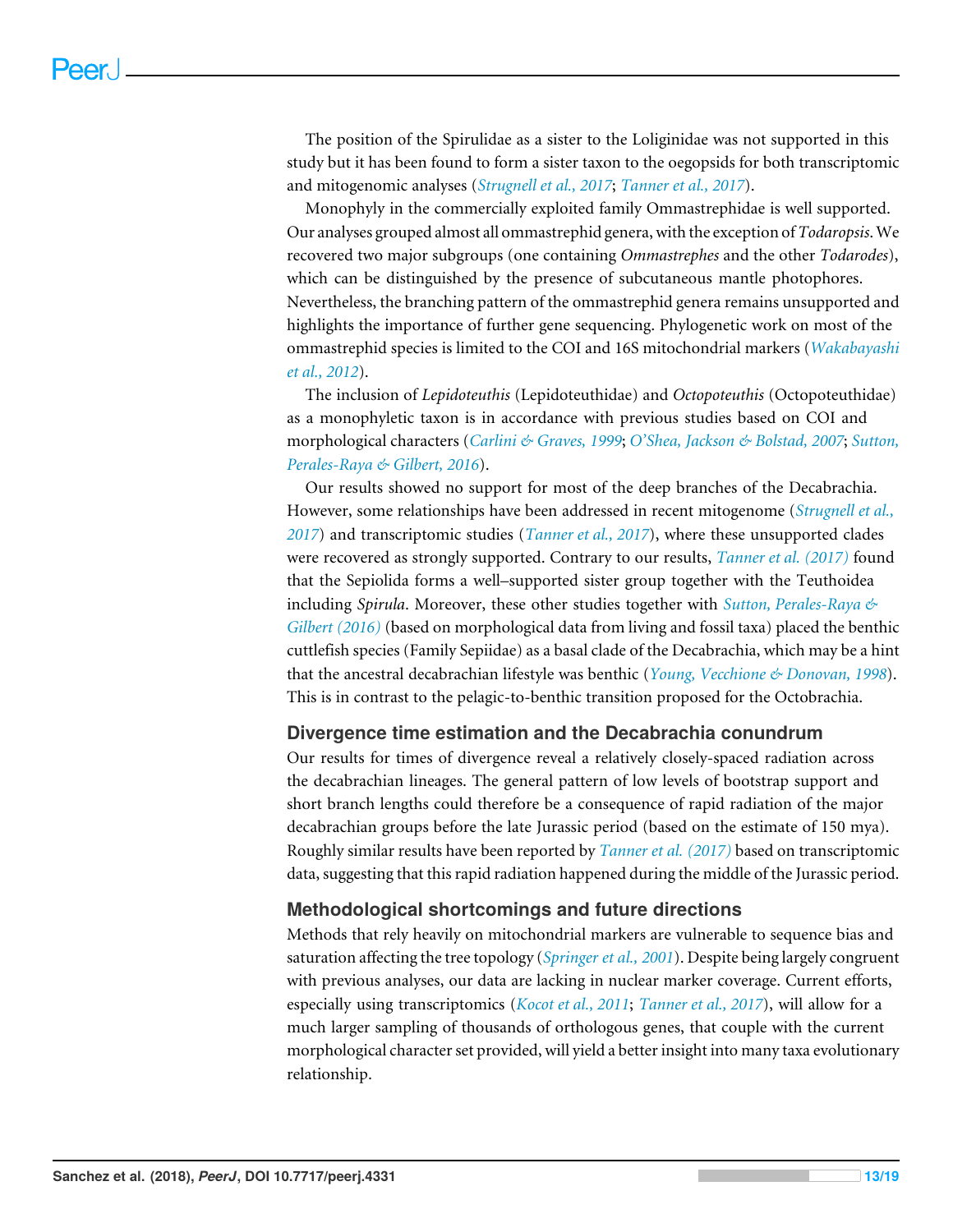The position of the Spirulidae as a sister to the Loliginidae was not supported in this study but it has been found to form a sister taxon to the oegopsids for both transcriptomic and mitogenomic analyses (*Strugnell et al., 2017*; *Tanner et al., 2017*).

Monophyly in the commercially exploited family Ommastrephidae is well supported. Our analyses grouped almost all ommastrephid genera, with the exception of *Todaropsis*. We recovered two major subgroups (one containing *Ommastrephes* and the other *Todarodes*), which can be distinguished by the presence of subcutaneous mantle photophores. Nevertheless, the branching pattern of the ommastrephid genera remains unsupported and highlights the importance of further gene sequencing. Phylogenetic work on most of the ommastrephid species is limited to the COI and 16S mitochondrial markers (*Wakabayashi et al., 2012*).

The inclusion of *Lepidoteuthis* (Lepidoteuthidae) and *Octopoteuthis* (Octopoteuthidae) as a monophyletic taxon is in accordance with previous studies based on COI and morphological characters (*Carlini & Graves, 1999*; *O'Shea, Jackson & Bolstad, 2007*; *Sutton, Perales-Raya & Gilbert, 2016*).

Our results showed no support for most of the deep branches of the Decabrachia. However, some relationships have been addressed in recent mitogenome (*Strugnell et al., 2017*) and transcriptomic studies (*Tanner et al., 2017*), where these unsupported clades were recovered as strongly supported. Contrary to our results, *Tanner et al. (2017)* found that the Sepiolida forms a well–supported sister group together with the Teuthoidea including *Spirula*. Moreover, these other studies together with *Sutton, Perales-Raya & Gilbert (2016)* (based on morphological data from living and fossil taxa) placed the benthic cuttlefish species (Family Sepiidae) as a basal clade of the Decabrachia, which may be a hint that the ancestral decabrachian lifestyle was benthic (*Young, Vecchione & Donovan, 1998*). This is in contrast to the pelagic-to-benthic transition proposed for the Octobrachia.

### Divergence time estimation and the Decabrachia conundrum

Our results for times of divergence reveal a relatively closely-spaced radiation across the decabrachian lineages. The general pattern of low levels of bootstrap support and short branch lengths could therefore be a consequence of rapid radiation of the major decabrachian groups before the late Jurassic period (based on the estimate of 150 mya). Roughly similar results have been reported by *Tanner et al. (2017)* based on transcriptomic data, suggesting that this rapid radiation happened during the middle of the Jurassic period.

### Methodological shortcomings and future directions

Methods that rely heavily on mitochondrial markers are vulnerable to sequence bias and saturation affecting the tree topology (*Springer et al., 2001*). Despite being largely congruent with previous analyses, our data are lacking in nuclear marker coverage. Current efforts, especially using transcriptomics (*Kocot et al., 2011*; *Tanner et al., 2017*), will allow for a much larger sampling of thousands of orthologous genes, that couple with the current morphological character set provided, will yield a better insight into many taxa evolutionary relationship.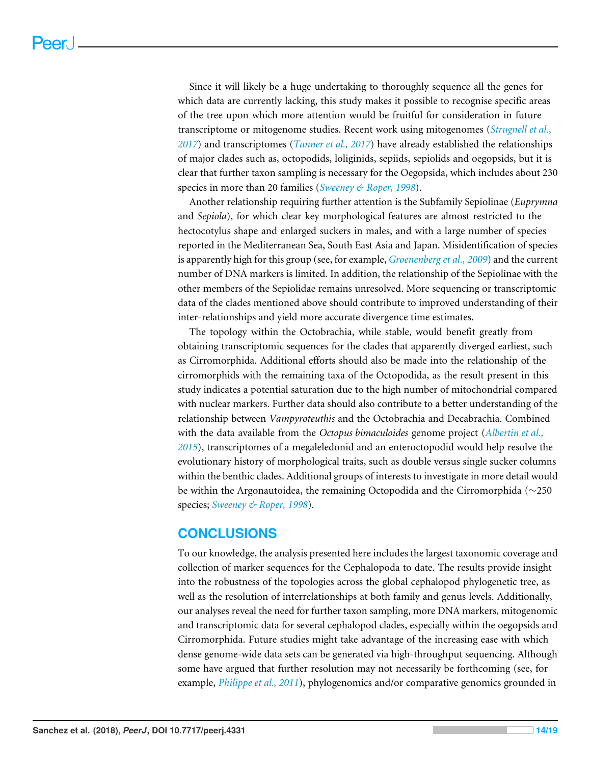Since it will likely be a huge undertaking to thoroughly sequence all the genes for which data are currently lacking, this study makes it possible to recognise specific areas of the tree upon which more attention would be fruitful for consideration in future transcriptome or mitogenome studies. Recent work using mitogenomes (*Strugnell et al., 2017*) and transcriptomes (*Tanner et al., 2017*) have already established the relationships of major clades such as, octopodids, loliginids, sepiids, sepiolids and oegopsids, but it is clear that further taxon sampling is necessary for the Oegopsida, which includes about 230 species in more than 20 families (*Sweeney & Roper, 1998*).

Another relationship requiring further attention is the Subfamily Sepiolinae (*Euprymna* and *Sepiola*), for which clear key morphological features are almost restricted to the hectocotylus shape and enlarged suckers in males, and with a large number of species reported in the Mediterranean Sea, South East Asia and Japan. Misidentification of species is apparently high for this group (see, for example, *Groenenberg et al., 2009*) and the current number of DNA markers is limited. In addition, the relationship of the Sepiolinae with the other members of the Sepiolidae remains unresolved. More sequencing or transcriptomic data of the clades mentioned above should contribute to improved understanding of their inter-relationships and yield more accurate divergence time estimates.

The topology within the Octobrachia, while stable, would benefit greatly from obtaining transcriptomic sequences for the clades that apparently diverged earliest, such as Cirromorphida. Additional efforts should also be made into the relationship of the cirromorphids with the remaining taxa of the Octopodida, as the result present in this study indicates a potential saturation due to the high number of mitochondrial compared with nuclear markers. Further data should also contribute to a better understanding of the relationship between *Vampyroteuthis* and the Octobrachia and Decabrachia. Combined with the data available from the *Octopus bimaculoides* genome project (*Albertin et al., 2015*), transcriptomes of a megaleledonid and an enteroctopodid would help resolve the evolutionary history of morphological traits, such as double versus single sucker columns within the benthic clades. Additional groups of interests to investigate in more detail would be within the Argonautoidea, the remaining Octopodida and the Cirromorphida (∼250 species; *Sweeney & Roper, 1998*).

## CONCLUSIONS

To our knowledge, the analysis presented here includes the largest taxonomic coverage and collection of marker sequences for the Cephalopoda to date. The results provide insight into the robustness of the topologies across the global cephalopod phylogenetic tree, as well as the resolution of interrelationships at both family and genus levels. Additionally, our analyses reveal the need for further taxon sampling, more DNA markers, mitogenomic and transcriptomic data for several cephalopod clades, especially within the oegopsids and Cirromorphida. Future studies might take advantage of the increasing ease with which dense genome-wide data sets can be generated via high-throughput sequencing. Although some have argued that further resolution may not necessarily be forthcoming (see, for example, *Philippe et al., 2011*), phylogenomics and/or comparative genomics grounded in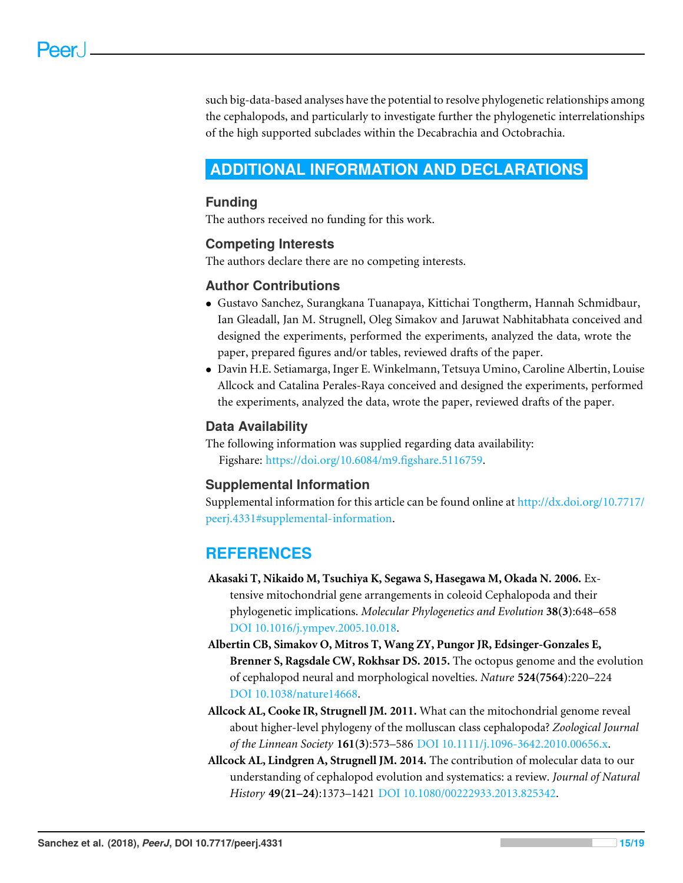such big-data-based analyses have the potential to resolve phylogenetic relationships among the cephalopods, and particularly to investigate further the phylogenetic interrelationships of the high supported subclades within the Decabrachia and Octobrachia.

# ADDITIONAL INFORMATION AND DECLARATIONS

## Funding

The authors received no funding for this work.

## Competing Interests

The authors declare there are no competing interests.

## Author Contributions

- Gustavo Sanchez, Surangkana Tuanapaya, Kittichai Tongtherm, Hannah Schmidbaur, Ian Gleadall, Jan M. Strugnell, Oleg Simakov and Jaruwat Nabhitabhata conceived and designed the experiments, performed the experiments, analyzed the data, wrote the paper, prepared figures and/or tables, reviewed drafts of the paper.
- Davin H.E. Setiamarga, Inger E. Winkelmann, Tetsuya Umino, Caroline Albertin, Louise Allcock and Catalina Perales-Raya conceived and designed the experiments, performed the experiments, analyzed the data, wrote the paper, reviewed drafts of the paper.

## Data Availability

The following information was supplied regarding data availability:

Figshare: https://doi.org/10.6084/m9.figshare.5116759.

## Supplemental Information

Supplemental information for this article can be found online at http://dx.doi.org/10.7717/peerj.4331#supplemental-information.

# REFERENCES

**Akasaki T, Nikaido M, Tsuchiya K, Segawa S, Hasegawa M, Okada N. 2006.** Extensive mitochondrial gene arrangements in coleoid Cephalopoda and their phylogenetic implications. *Molecular Phylogenetics and Evolution* **38(3)**:648–658 DOI 10.1016/j.ympev.2005.10.018.

**Albertin CB, Simakov O, Mitros T, Wang ZY, Pungor JR, Edsinger-Gonzales E, Brenner S, Ragsdale CW, Rokhsar DS. 2015.** The octopus genome and the evolution of cephalopod neural and morphological novelties. *Nature* **524(7564)**:220–224 DOI 10.1038/nature14668.

**Allcock AL, Cooke IR, Strugnell JM. 2011.** What can the mitochondrial genome reveal about higher-level phylogeny of the molluscan class cephalopoda? *Zoological Journal of the Linnean Society* **161(3)**:573–586 DOI 10.1111/j.1096-3642.2010.00656.x.

**Allcock AL, Lindgren A, Strugnell JM. 2014.** The contribution of molecular data to our understanding of cephalopod evolution and systematics: a review. *Journal of Natural History* **49(21–24)**:1373–1421 DOI 10.1080/00222933.2013.825342.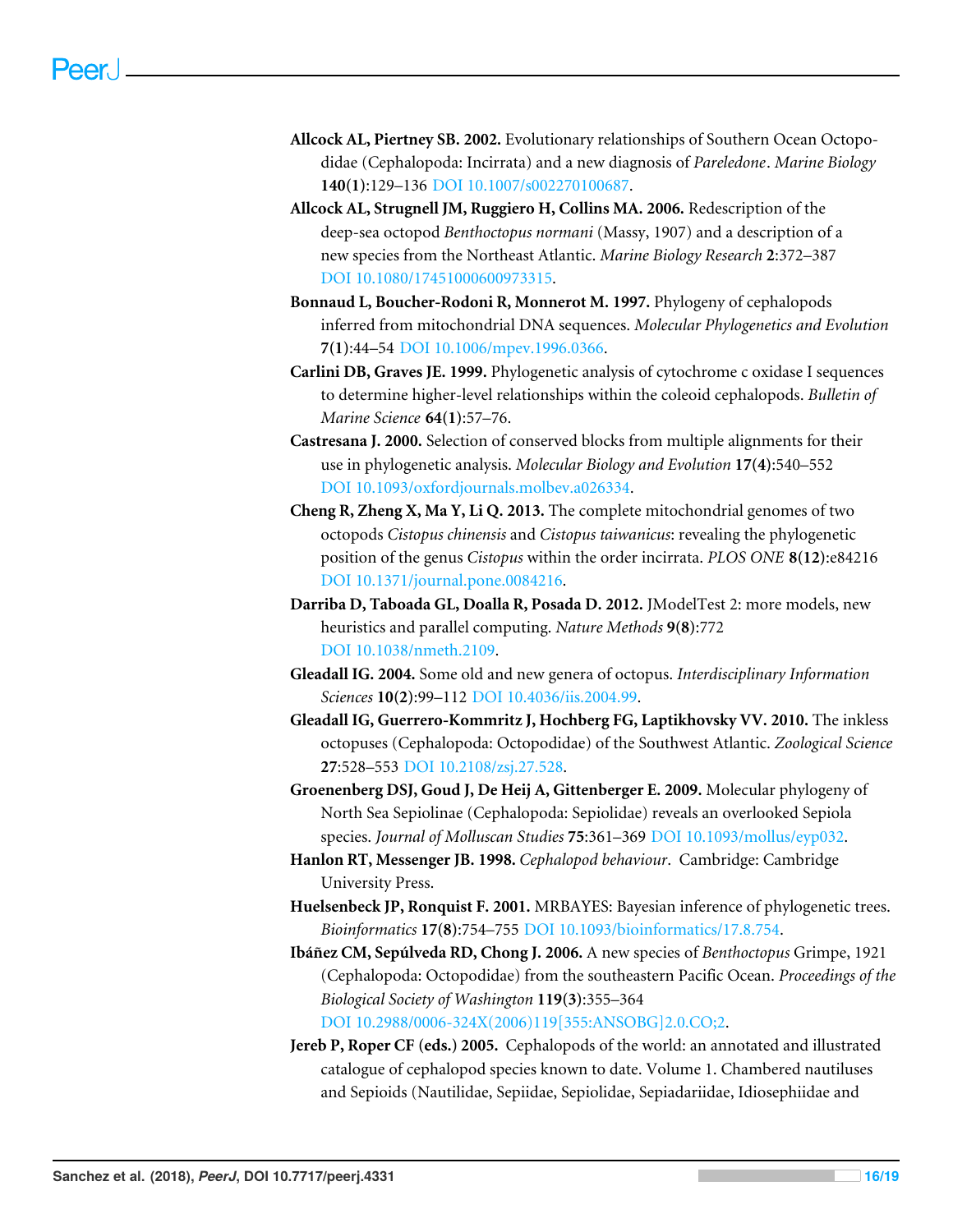**Allcock AL, Piertney SB. 2002.** Evolutionary relationships of Southern Ocean Octopodidae (Cephalopoda: Incirrata) and a new diagnosis of *Pareledone*. *Marine Biology* **140(1)**:129–136 DOI 10.1007/s002270100687.

**Allcock AL, Strugnell JM, Ruggiero H, Collins MA. 2006.** Redescription of the deep-sea octopod *Benthoctopus normani* (Massy, 1907) and a description of a new species from the Northeast Atlantic. *Marine Biology Research* **2**:372–387 DOI 10.1080/17451000600973315.

**Bonnaud L, Boucher-Rodoni R, Monnerot M. 1997.** Phylogeny of cephalopods inferred from mitochondrial DNA sequences. *Molecular Phylogenetics and Evolution* **7(1)**:44–54 DOI 10.1006/mpev.1996.0366.

**Carlini DB, Graves JE. 1999.** Phylogenetic analysis of cytochrome c oxidase I sequences to determine higher-level relationships within the coleoid cephalopods. *Bulletin of Marine Science* **64(1)**:57–76.

**Castresana J. 2000.** Selection of conserved blocks from multiple alignments for their use in phylogenetic analysis. *Molecular Biology and Evolution* **17(4)**:540–552 DOI 10.1093/oxfordjournals.molbev.a026334.

**Cheng R, Zheng X, Ma Y, Li Q. 2013.** The complete mitochondrial genomes of two octopods *Cistopus chinensis* and *Cistopus taiwanicus*: revealing the phylogenetic position of the genus *Cistopus* within the order incirrata. *PLOS ONE* **8(12)**:e84216 DOI 10.1371/journal.pone.0084216.

**Darriba D, Taboada GL, Doalla R, Posada D. 2012.** JModelTest 2: more models, new heuristics and parallel computing. *Nature Methods* **9(8)**:772 DOI 10.1038/nmeth.2109.

**Gleadall IG. 2004.** Some old and new genera of octopus. *Interdisciplinary Information Sciences* **10(2)**:99–112 DOI 10.4036/iis.2004.99.

**Gleadall IG, Guerrero-Kommritz J, Hochberg FG, Laptikhovsky VV. 2010.** The inkless octopuses (Cephalopoda: Octopodidae) of the Southwest Atlantic. *Zoological Science* **27**:528–553 DOI 10.2108/zsj.27.528.

**Groenenberg DSJ, Goud J, De Heij A, Gittenberger E. 2009.** Molecular phylogeny of North Sea Sepiolinae (Cephalopoda: Sepiolidae) reveals an overlooked Sepiola species. *Journal of Molluscan Studies* **75**:361–369 DOI 10.1093/mollus/eyp032.

**Hanlon RT, Messenger JB. 1998.** *Cephalopod behaviour*. Cambridge: Cambridge University Press.

**Huelsenbeck JP, Ronquist F. 2001.** MRBAYES: Bayesian inference of phylogenetic trees. *Bioinformatics* **17(8)**:754–755 DOI 10.1093/bioinformatics/17.8.754.

**Ibáñez CM, Sepúlveda RD, Chong J. 2006.** A new species of *Benthoctopus* Grimpe, 1921 (Cephalopoda: Octopodidae) from the southeastern Pacific Ocean. *Proceedings of the Biological Society of Washington* **119(3)**:355–364 DOI 10.2988/0006-324X(2006)119[355:ANSOBG]2.0.CO;2.

**Jereb P, Roper CF (eds.) 2005.** Cephalopods of the world: an annotated and illustrated catalogue of cephalopod species known to date. Volume 1. Chambered nautiluses and Sepioids (Nautilidae, Sepiidae, Sepiolidae, Sepiadariidae, Idiosephiidae and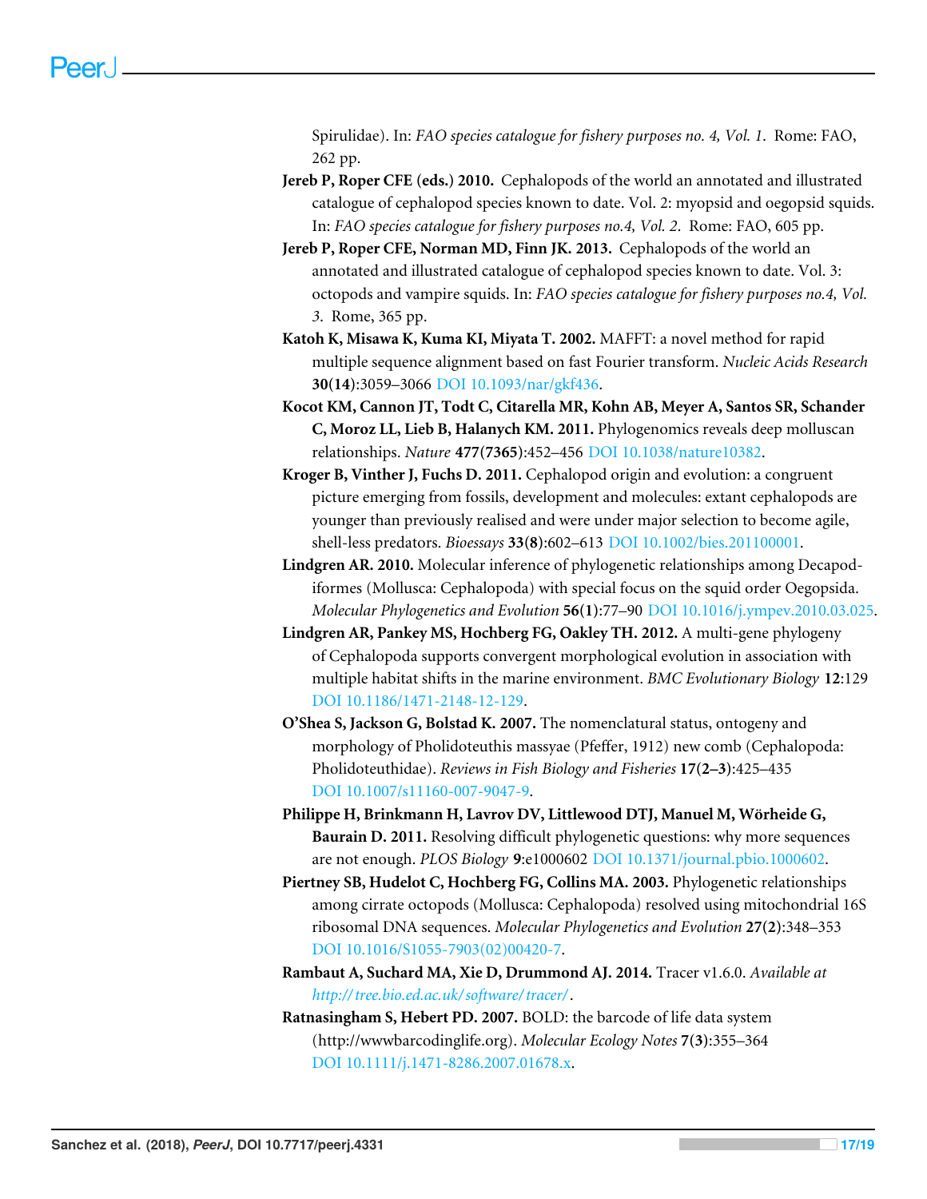Spirulidae). In: *FAO species catalogue for fishery purposes no. 4, Vol. 1*. Rome: FAO, 262 pp.

**Jereb P, Roper CFE (eds.) 2010.** Cephalopods of the world an annotated and illustrated catalogue of cephalopod species known to date. Vol. 2: myopsid and oegopsid squids. In: *FAO species catalogue for fishery purposes no.4, Vol. 2*. Rome: FAO, 605 pp.

**Jereb P, Roper CFE, Norman MD, Finn JK. 2013.** Cephalopods of the world an annotated and illustrated catalogue of cephalopod species known to date. Vol. 3: octopods and vampire squids. In: *FAO species catalogue for fishery purposes no.4, Vol. 3*. Rome, 365 pp.

**Katoh K, Misawa K, Kuma KI, Miyata T. 2002.** MAFFT: a novel method for rapid multiple sequence alignment based on fast Fourier transform. *Nucleic Acids Research* **30(14)**:3059–3066 DOI 10.1093/nar/gkf436.

**Kocot KM, Cannon JT, Todt C, Citarella MR, Kohn AB, Meyer A, Santos SR, Schander C, Moroz LL, Lieb B, Halanych KM. 2011.** Phylogenomics reveals deep molluscan relationships. *Nature* **477(7365)**:452–456 DOI 10.1038/nature10382.

**Kroger B, Vinther J, Fuchs D. 2011.** Cephalopod origin and evolution: a congruent picture emerging from fossils, development and molecules: extant cephalopods are younger than previously realised and were under major selection to become agile, shell-less predators. *Bioessays* **33(8)**:602–613 DOI 10.1002/bies.201100001.

**Lindgren AR. 2010.** Molecular inference of phylogenetic relationships among Decapodiformes (Mollusca: Cephalopoda) with special focus on the squid order Oegopsida. *Molecular Phylogenetics and Evolution* **56(1)**:77–90 DOI 10.1016/j.ympev.2010.03.025.

**Lindgren AR, Pankey MS, Hochberg FG, Oakley TH. 2012.** A multi-gene phylogeny of Cephalopoda supports convergent morphological evolution in association with multiple habitat shifts in the marine environment. *BMC Evolutionary Biology* **12**:129 DOI 10.1186/1471-2148-12-129.

**O'Shea S, Jackson G, Bolstad K. 2007.** The nomenclatural status, ontogeny and morphology of Pholidoteuthis massyae (Pfeffer, 1912) new comb (Cephalopoda: Pholidoteuthidae). *Reviews in Fish Biology and Fisheries* **17(2–3)**:425–435 DOI 10.1007/s11160-007-9047-9.

**Philippe H, Brinkmann H, Lavrov DV, Littlewood DTJ, Manuel M, Wörheide G, Baurain D. 2011.** Resolving difficult phylogenetic questions: why more sequences are not enough. *PLOS Biology* **9**:e1000602 DOI 10.1371/journal.pbio.1000602.

**Piertney SB, Hudelot C, Hochberg FG, Collins MA. 2003.** Phylogenetic relationships among cirrate octopods (Mollusca: Cephalopoda) resolved using mitochondrial 16S ribosomal DNA sequences. *Molecular Phylogenetics and Evolution* **27(2)**:348–353 DOI 10.1016/S1055-7903(02)00420-7.

**Rambaut A, Suchard MA, Xie D, Drummond AJ. 2014.** Tracer v1.6.0. *Available at http://tree.bio.ed.ac.uk/software/tracer/*.

**Ratnasingham S, Hebert PD. 2007.** BOLD: the barcode of life data system (http://wwwbarcodinglife.org). *Molecular Ecology Notes* **7(3)**:355–364 DOI 10.1111/j.1471-8286.2007.01678.x.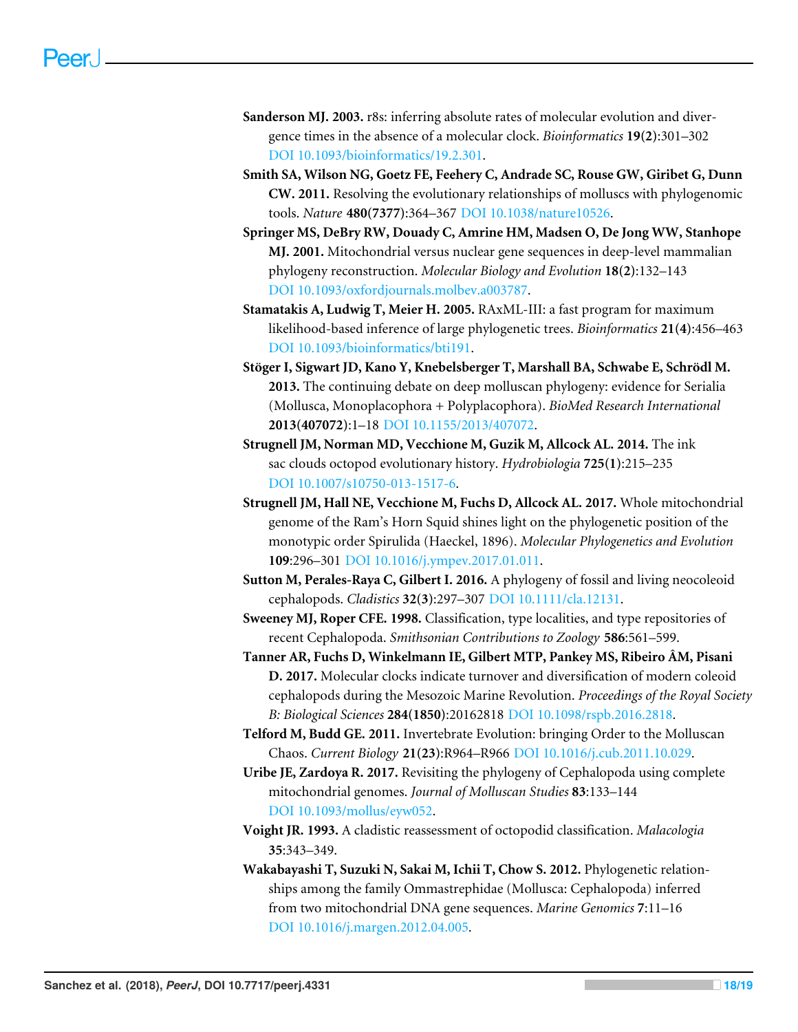**Sanderson MJ. 2003.** r8s: inferring absolute rates of molecular evolution and divergence times in the absence of a molecular clock. *Bioinformatics* **19(2)**:301–302 DOI 10.1093/bioinformatics/19.2.301.

**Smith SA, Wilson NG, Goetz FE, Feehery C, Andrade SC, Rouse GW, Giribet G, Dunn CW. 2011.** Resolving the evolutionary relationships of molluscs with phylogenomic tools. *Nature* **480(7377)**:364–367 DOI 10.1038/nature10526.

**Springer MS, DeBry RW, Douady C, Amrine HM, Madsen O, De Jong WW, Stanhope MJ. 2001.** Mitochondrial versus nuclear gene sequences in deep-level mammalian phylogeny reconstruction. *Molecular Biology and Evolution* **18(2)**:132–143 DOI 10.1093/oxfordjournals.molbev.a003787.

**Stamatakis A, Ludwig T, Meier H. 2005.** RAxML-III: a fast program for maximum likelihood-based inference of large phylogenetic trees. *Bioinformatics* **21(4)**:456–463 DOI 10.1093/bioinformatics/bti191.

**Stöger I, Sigwart JD, Kano Y, Knebelsberger T, Marshall BA, Schwabe E, Schrödl M. 2013.** The continuing debate on deep molluscan phylogeny: evidence for Serialia (Mollusca, Monoplacophora + Polyplacophora). *BioMed Research International* **2013(407072)**:1–18 DOI 10.1155/2013/407072.

**Strugnell JM, Norman MD, Vecchione M, Guzik M, Allcock AL. 2014.** The ink sac clouds octopod evolutionary history. *Hydrobiologia* **725(1)**:215–235 DOI 10.1007/s10750-013-1517-6.

**Strugnell JM, Hall NE, Vecchione M, Fuchs D, Allcock AL. 2017.** Whole mitochondrial genome of the Ram's Horn Squid shines light on the phylogenetic position of the monotypic order Spirulida (Haeckel, 1896). *Molecular Phylogenetics and Evolution* **109**:296–301 DOI 10.1016/j.ympev.2017.01.011.

**Sutton M, Perales-Raya C, Gilbert I. 2016.** A phylogeny of fossil and living neocoleoid cephalopods. *Cladistics* **32(3)**:297–307 DOI 10.1111/cla.12131.

**Sweeney MJ, Roper CFE. 1998.** Classification, type localities, and type repositories of recent Cephalopoda. *Smithsonian Contributions to Zoology* **586**:561–599.

**Tanner AR, Fuchs D, Winkelmann IE, Gilbert MTP, Pankey MS, Ribeiro ÂM, Pisani D. 2017.** Molecular clocks indicate turnover and diversification of modern coleoid cephalopods during the Mesozoic Marine Revolution. *Proceedings of the Royal Society B: Biological Sciences* **284(1850)**:20162818 DOI 10.1098/rspb.2016.2818.

**Telford M, Budd GE. 2011.** Invertebrate Evolution: bringing Order to the Molluscan Chaos. *Current Biology* **21(23)**:R964–R966 DOI 10.1016/j.cub.2011.10.029.

**Uribe JE, Zardoya R. 2017.** Revisiting the phylogeny of Cephalopoda using complete mitochondrial genomes. *Journal of Molluscan Studies* **83**:133–144 DOI 10.1093/mollus/eyw052.

**Voight JR. 1993.** A cladistic reassessment of octopodid classification. *Malacologia* **35**:343–349.

**Wakabayashi T, Suzuki N, Sakai M, Ichii T, Chow S. 2012.** Phylogenetic relationships among the family Ommastrephidae (Mollusca: Cephalopoda) inferred from two mitochondrial DNA gene sequences. *Marine Genomics* **7**:11–16 DOI 10.1016/j.margen.2012.04.005.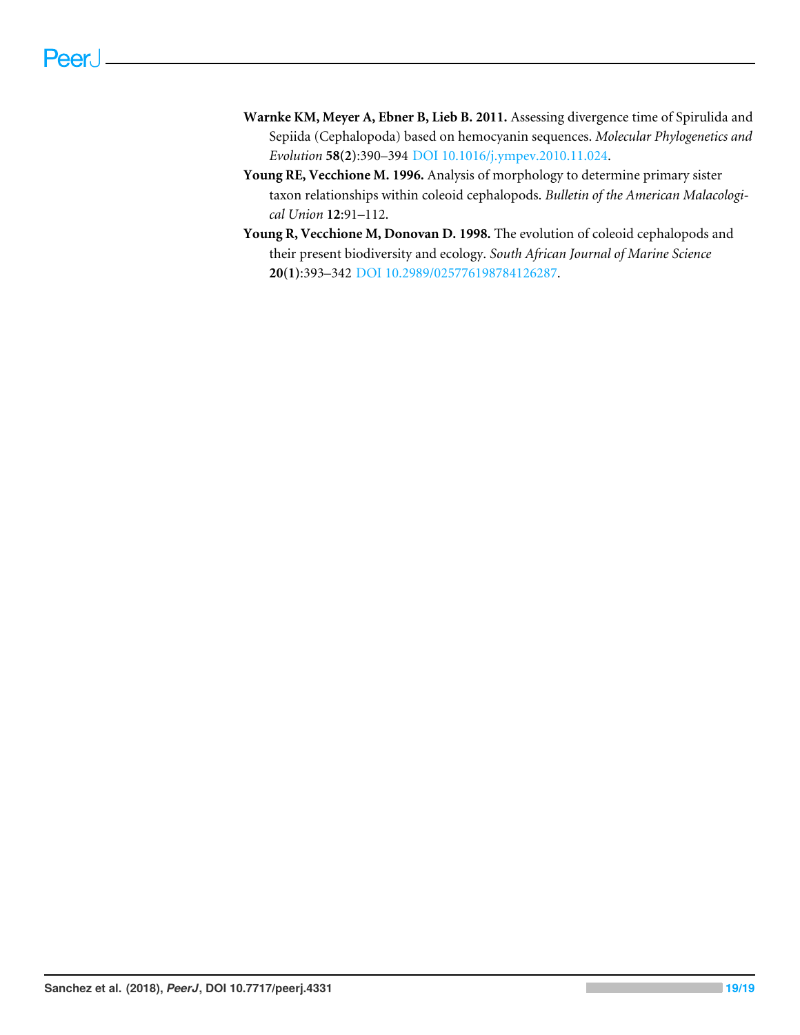**Warnke KM, Meyer A, Ebner B, Lieb B. 2011.** Assessing divergence time of Spirulida and Sepiida (Cephalopoda) based on hemocyanin sequences. *Molecular Phylogenetics and Evolution* **58(2)**:390–394 DOI 10.1016/j.ympev.2010.11.024.

**Young RE, Vecchione M. 1996.** Analysis of morphology to determine primary sister taxon relationships within coleoid cephalopods. *Bulletin of the American Malacological Union* **12**:91–112.

**Young R, Vecchione M, Donovan D. 1998.** The evolution of coleoid cephalopods and their present biodiversity and ecology. *South African Journal of Marine Science* **20(1)**:393–342 DOI 10.2989/025776198784126287.